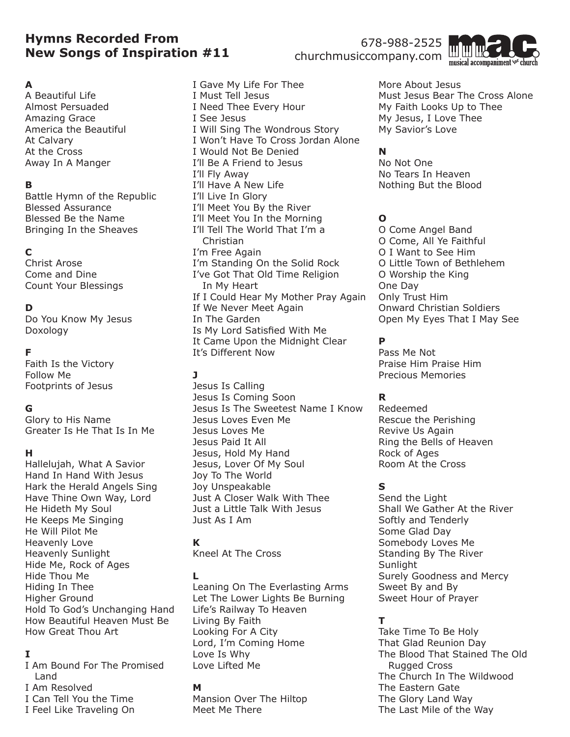# Hymns Recorded From New Songs of Inspiration #11

678-988-2525
churchmusiccompany.com

mac musical accompaniment for church

**A**
A Beautiful Life
Almost Persuaded
Amazing Grace
America the Beautiful
At Calvary
At the Cross
Away In A Manger

**B**
Battle Hymn of the Republic
Blessed Assurance
Blessed Be the Name
Bringing In the Sheaves

**C**
Christ Arose
Come and Dine
Count Your Blessings

**D**
Do You Know My Jesus
Doxology

**F**
Faith Is the Victory
Follow Me
Footprints of Jesus

**G**
Glory to His Name
Greater Is He That Is In Me

**H**
Hallelujah, What A Savior
Hand In Hand With Jesus
Hark the Herald Angels Sing
Have Thine Own Way, Lord
He Hideth My Soul
He Keeps Me Singing
He Will Pilot Me
Heavenly Love
Heavenly Sunlight
Hide Me, Rock of Ages
Hide Thou Me
Hiding In Thee
Higher Ground
Hold To God's Unchanging Hand
How Beautiful Heaven Must Be
How Great Thou Art

**I**
I Am Bound For The Promised Land
I Am Resolved
I Can Tell You the Time
I Feel Like Traveling On
I Gave My Life For Thee
I Must Tell Jesus
I Need Thee Every Hour
I See Jesus
I Will Sing The Wondrous Story
I Won't Have To Cross Jordan Alone
I Would Not Be Denied
I'll Be A Friend to Jesus
I'll Fly Away
I'll Have A New Life
I'll Live In Glory
I'll Meet You By the River
I'll Meet You In the Morning
I'll Tell The World That I'm a Christian
I'm Free Again
I'm Standing On the Solid Rock
I've Got That Old Time Religion In My Heart
If I Could Hear My Mother Pray Again
If We Never Meet Again
In The Garden
Is My Lord Satisfied With Me
It Came Upon the Midnight Clear
It's Different Now

**J**
Jesus Is Calling
Jesus Is Coming Soon
Jesus Is The Sweetest Name I Know
Jesus Loves Even Me
Jesus Loves Me
Jesus Paid It All
Jesus, Hold My Hand
Jesus, Lover Of My Soul
Joy To The World
Joy Unspeakable
Just A Closer Walk With Thee
Just a Little Talk With Jesus
Just As I Am

**K**
Kneel At The Cross

**L**
Leaning On The Everlasting Arms
Let The Lower Lights Be Burning
Life's Railway To Heaven
Living By Faith
Looking For A City
Lord, I'm Coming Home
Love Is Why
Love Lifted Me

**M**
Mansion Over The Hiltop
Meet Me There
More About Jesus
Must Jesus Bear The Cross Alone
My Faith Looks Up to Thee
My Jesus, I Love Thee
My Savior's Love

**N**
No Not One
No Tears In Heaven
Nothing But the Blood

**O**
O Come Angel Band
O Come, All Ye Faithful
O I Want to See Him
O Little Town of Bethlehem
O Worship the King
One Day
Only Trust Him
Onward Christian Soldiers
Open My Eyes That I May See

**P**
Pass Me Not
Praise Him Praise Him
Precious Memories

**R**
Redeemed
Rescue the Perishing
Revive Us Again
Ring the Bells of Heaven
Rock of Ages
Room At the Cross

**S**
Send the Light
Shall We Gather At the River
Softly and Tenderly
Some Glad Day
Somebody Loves Me
Standing By The River
Sunlight
Surely Goodness and Mercy
Sweet By and By
Sweet Hour of Prayer

**T**
Take Time To Be Holy
That Glad Reunion Day
The Blood That Stained The Old Rugged Cross
The Church In The Wildwood
The Eastern Gate
The Glory Land Way
The Last Mile of the Way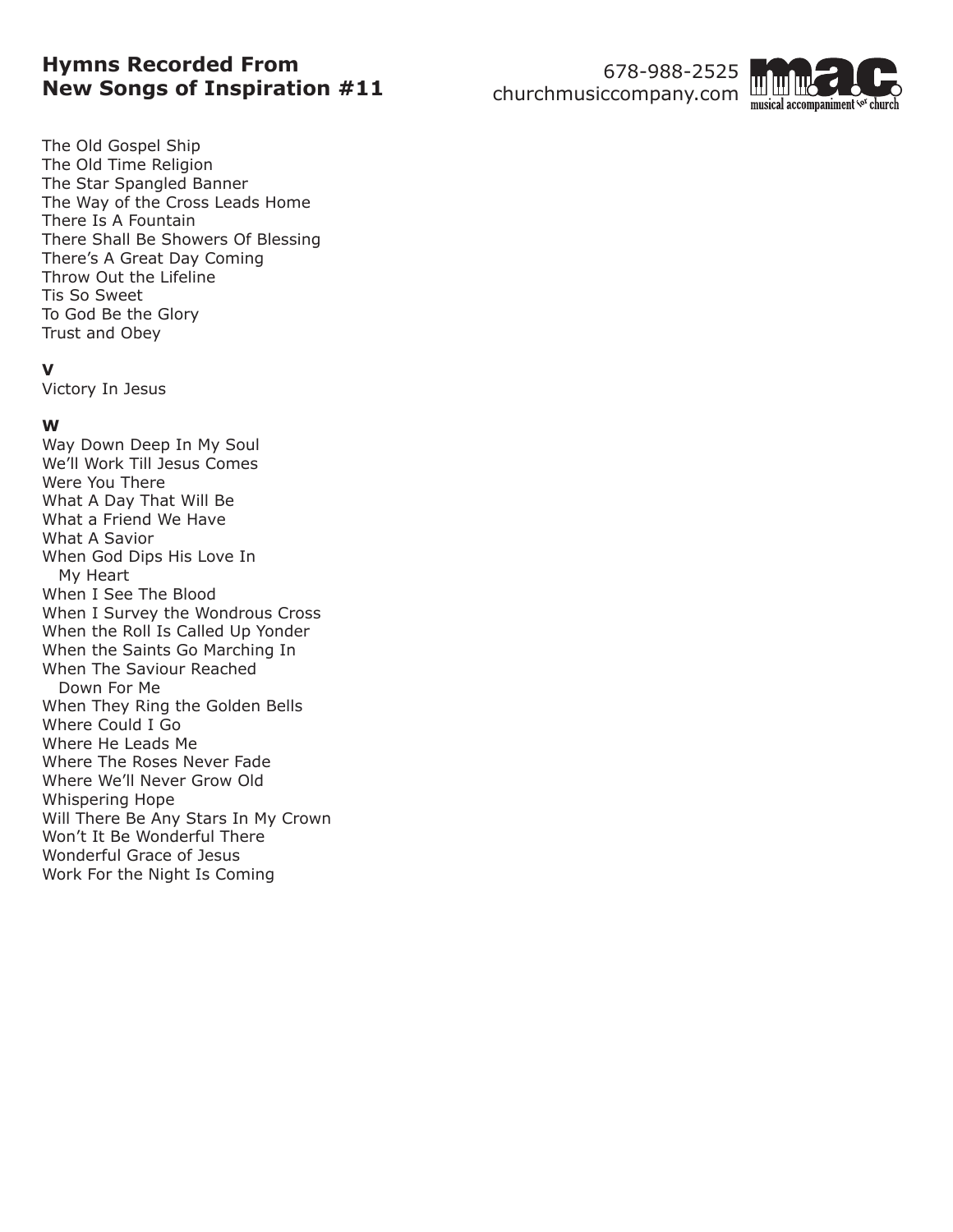The Old Gospel Ship
The Old Time Religion
The Star Spangled Banner
The Way of the Cross Leads Home
There Is A Fountain
There Shall Be Showers Of Blessing
There's A Great Day Coming
Throw Out the Lifeline
Tis So Sweet
To God Be the Glory
Trust and Obey

**V**

Victory In Jesus

**W**

Way Down Deep In My Soul
We'll Work Till Jesus Comes
Were You There
What A Day That Will Be
What a Friend We Have
What A Savior
When God Dips His Love In My Heart
When I See The Blood
When I Survey the Wondrous Cross
When the Roll Is Called Up Yonder
When the Saints Go Marching In
When The Saviour Reached Down For Me
When They Ring the Golden Bells
Where Could I Go
Where He Leads Me
Where The Roses Never Fade
Where We'll Never Grow Old
Whispering Hope
Will There Be Any Stars In My Crown
Won't It Be Wonderful There
Wonderful Grace of Jesus
Work For the Night Is Coming